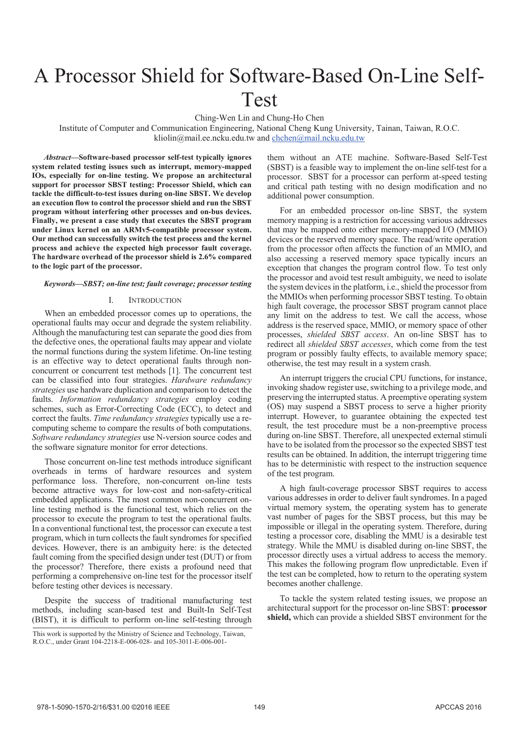# A Processor Shield for Software-Based On-Line Self-Test

Ching-Wen Lin and Chung-Ho Chen

Institute of Computer and Communication Engineering, National Cheng Kung University, Tainan, Taiwan, R.O.C.

kliolin@mail.ee.ncku.edu.tw and chchen@mail.ncku.edu.tw

***Abstract*—Software-based processor self-test typically ignores system related testing issues such as interrupt, memory-mapped IOs, especially for on-line testing. We propose an architectural support for processor SBST testing: Processor Shield, which can tackle the difficult-to-test issues during on-line SBST. We develop an execution flow to control the processor shield and run the SBST program without interfering other processes and on-bus devices. Finally, we present a case study that executes the SBST program under Linux kernel on an ARMv5-compatible processor system. Our method can successfully switch the test process and the kernel process and achieve the expected high processor fault coverage. The hardware overhead of the processor shield is 2.6% compared to the logic part of the processor.**

***Keywords—SBST; on-line test; fault coverage; processor testing***

## I. Introduction

When an embedded processor comes up to operations, the operational faults may occur and degrade the system reliability. Although the manufacturing test can separate the good dies from the defective ones, the operational faults may appear and violate the normal functions during the system lifetime. On-line testing is an effective way to detect operational faults through non-concurrent or concurrent test methods [1]. The concurrent test can be classified into four strategies. *Hardware redundancy strategies* use hardware duplication and comparison to detect the faults. *Information redundancy strategies* employ coding schemes, such as Error-Correcting Code (ECC), to detect and correct the faults. *Time redundancy strategies* typically use a re-computing scheme to compare the results of both computations. *Software redundancy strategies* use N-version source codes and the software signature monitor for error detections.

Those concurrent on-line test methods introduce significant overheads in terms of hardware resources and system performance loss. Therefore, non-concurrent on-line tests become attractive ways for low-cost and non-safety-critical embedded applications. The most common non-concurrent on-line testing method is the functional test, which relies on the processor to execute the program to test the operational faults. In a conventional functional test, the processor can execute a test program, which in turn collects the fault syndromes for specified devices. However, there is an ambiguity here: is the detected fault coming from the specified design under test (DUT) or from the processor? Therefore, there exists a profound need that performing a comprehensive on-line test for the processor itself before testing other devices is necessary.

Despite the success of traditional manufacturing test methods, including scan-based test and Built-In Self-Test (BIST), it is difficult to perform on-line self-testing through them without an ATE machine. Software-Based Self-Test (SBST) is a feasible way to implement the on-line self-test for a processor. SBST for a processor can perform at-speed testing and critical path testing with no design modification and no additional power consumption.

For an embedded processor on-line SBST, the system memory mapping is a restriction for accessing various addresses that may be mapped onto either memory-mapped I/O (MMIO) devices or the reserved memory space. The read/write operation from the processor often affects the function of an MMIO, and also accessing a reserved memory space typically incurs an exception that changes the program control flow. To test only the processor and avoid test result ambiguity, we need to isolate the system devices in the platform, i.e., shield the processor from the MMIOs when performing processor SBST testing. To obtain high fault coverage, the processor SBST program cannot place any limit on the address to test. We call the access, whose address is the reserved space, MMIO, or memory space of other processes, *shielded SBST access*. An on-line SBST has to redirect all *shielded SBST accesses*, which come from the test program or possibly faulty effects, to available memory space; otherwise, the test may result in a system crash.

An interrupt triggers the crucial CPU functions, for instance, invoking shadow register use, switching to a privilege mode, and preserving the interrupted status. A preemptive operating system (OS) may suspend a SBST process to serve a higher priority interrupt. However, to guarantee obtaining the expected test result, the test procedure must be a non-preemptive process during on-line SBST. Therefore, all unexpected external stimuli have to be isolated from the processor so the expected SBST test results can be obtained. In addition, the interrupt triggering time has to be deterministic with respect to the instruction sequence of the test program.

A high fault-coverage processor SBST requires to access various addresses in order to deliver fault syndromes. In a paged virtual memory system, the operating system has to generate vast number of pages for the SBST process, but this may be impossible or illegal in the operating system. Therefore, during testing a processor core, disabling the MMU is a desirable test strategy. While the MMU is disabled during on-line SBST, the processor directly uses a virtual address to access the memory. This makes the following program flow unpredictable. Even if the test can be completed, how to return to the operating system becomes another challenge.

To tackle the system related testing issues, we propose an architectural support for the processor on-line SBST: **processor shield,** which can provide a shielded SBST environment for the

This work is supported by the Ministry of Science and Technology, Taiwan, R.O.C., under Grant 104-2218-E-006-028- and 105-3011-E-006-001-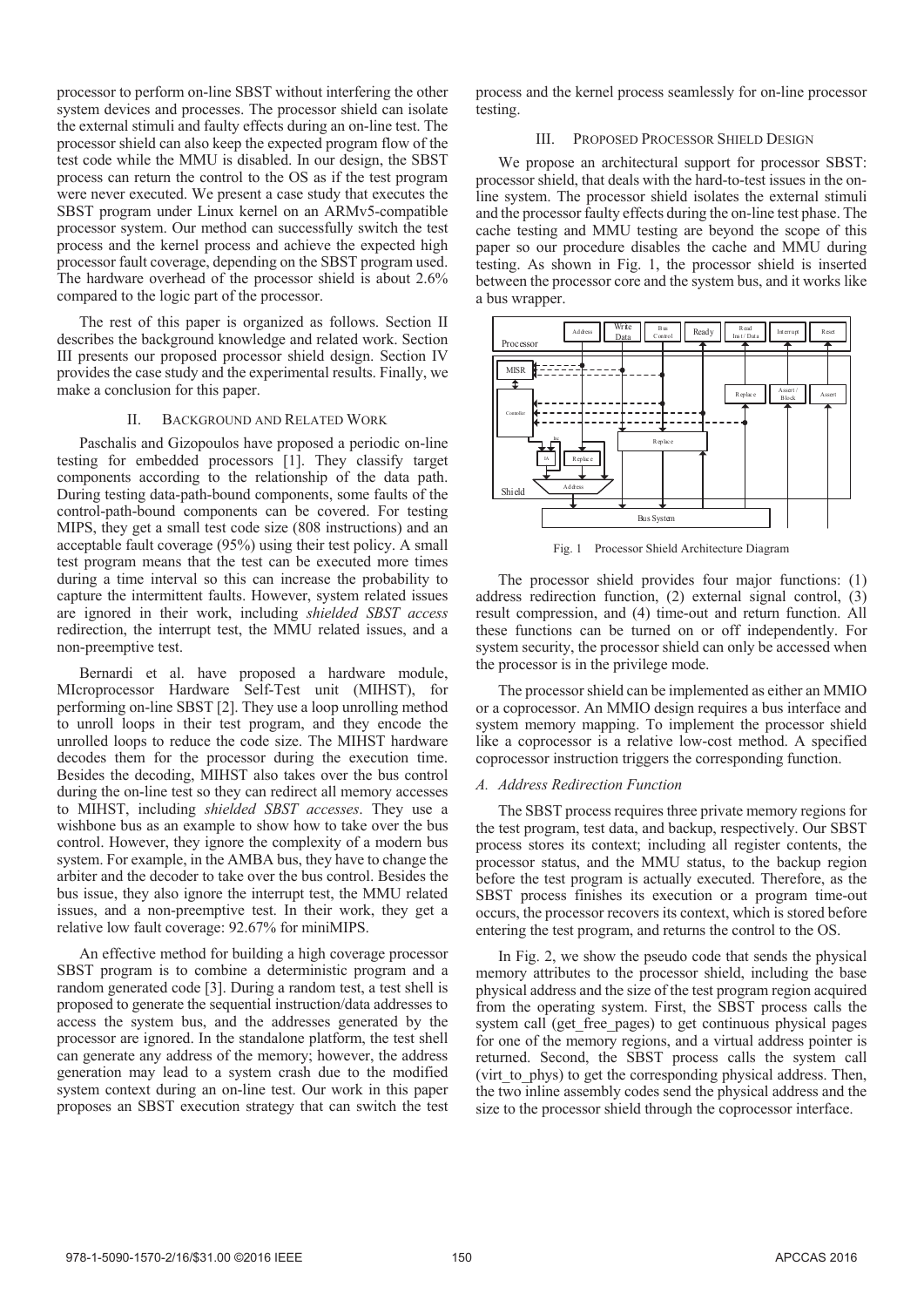processor to perform on-line SBST without interfering the other system devices and processes. The processor shield can isolate the external stimuli and faulty effects during an on-line test. The processor shield can also keep the expected program flow of the test code while the MMU is disabled. In our design, the SBST process can return the control to the OS as if the test program were never executed. We present a case study that executes the SBST program under Linux kernel on an ARMv5-compatible processor system. Our method can successfully switch the test process and the kernel process and achieve the expected high processor fault coverage, depending on the SBST program used. The hardware overhead of the processor shield is about 2.6% compared to the logic part of the processor.

The rest of this paper is organized as follows. Section II describes the background knowledge and related work. Section III presents our proposed processor shield design. Section IV provides the case study and the experimental results. Finally, we make a conclusion for this paper.

## II. Background and Related Work

Paschalis and Gizopoulos have proposed a periodic on-line testing for embedded processors [1]. They classify target components according to the relationship of the data path. During testing data-path-bound components, some faults of the control-path-bound components can be covered. For testing MIPS, they get a small test code size (808 instructions) and an acceptable fault coverage (95%) using their test policy. A small test program means that the test can be executed more times during a time interval so this can increase the probability to capture the intermittent faults. However, system related issues are ignored in their work, including *shielded SBST access* redirection, the interrupt test, the MMU related issues, and a non-preemptive test.

Bernardi et al. have proposed a hardware module, MIcroprocessor Hardware Self-Test unit (MIHST), for performing on-line SBST [2]. They use a loop unrolling method to unroll loops in their test program, and they encode the unrolled loops to reduce the code size. The MIHST hardware decodes them for the processor during the execution time. Besides the decoding, MIHST also takes over the bus control during the on-line test so they can redirect all memory accesses to MIHST, including *shielded SBST accesses*. They use a wishbone bus as an example to show how to take over the bus control. However, they ignore the complexity of a modern bus system. For example, in the AMBA bus, they have to change the arbiter and the decoder to take over the bus control. Besides the bus issue, they also ignore the interrupt test, the MMU related issues, and a non-preemptive test. In their work, they get a relative low fault coverage: 92.67% for miniMIPS.

An effective method for building a high coverage processor SBST program is to combine a deterministic program and a random generated code [3]. During a random test, a test shell is proposed to generate the sequential instruction/data addresses to access the system bus, and the addresses generated by the processor are ignored. In the standalone platform, the test shell can generate any address of the memory; however, the address generation may lead to a system crash due to the modified system context during an on-line test. Our work in this paper proposes an SBST execution strategy that can switch the test process and the kernel process seamlessly for on-line processor testing.

## III. Proposed Processor Shield Design

We propose an architectural support for processor SBST: processor shield, that deals with the hard-to-test issues in the on-line system. The processor shield isolates the external stimuli and the processor faulty effects during the on-line test phase. The cache testing and MMU testing are beyond the scope of this paper so our procedure disables the cache and MMU during testing. As shown in Fig. 1, the processor shield is inserted between the processor core and the system bus, and it works like a bus wrapper.

Fig. 1 Processor Shield Architecture Diagram

The processor shield provides four major functions: (1) address redirection function, (2) external signal control, (3) result compression, and (4) time-out and return function. All these functions can be turned on or off independently. For system security, the processor shield can only be accessed when the processor is in the privilege mode.

The processor shield can be implemented as either an MMIO or a coprocessor. An MMIO design requires a bus interface and system memory mapping. To implement the processor shield like a coprocessor is a relative low-cost method. A specified coprocessor instruction triggers the corresponding function.

### *A. Address Redirection Function*

The SBST process requires three private memory regions for the test program, test data, and backup, respectively. Our SBST process stores its context; including all register contents, the processor status, and the MMU status, to the backup region before the test program is actually executed. Therefore, as the SBST process finishes its execution or a program time-out occurs, the processor recovers its context, which is stored before entering the test program, and returns the control to the OS.

In Fig. 2, we show the pseudo code that sends the physical memory attributes to the processor shield, including the base physical address and the size of the test program region acquired from the operating system. First, the SBST process calls the system call (get_free_pages) to get continuous physical pages for one of the memory regions, and a virtual address pointer is returned. Second, the SBST process calls the system call (virt_to_phys) to get the corresponding physical address. Then, the two inline assembly codes send the physical address and the size to the processor shield through the coprocessor interface.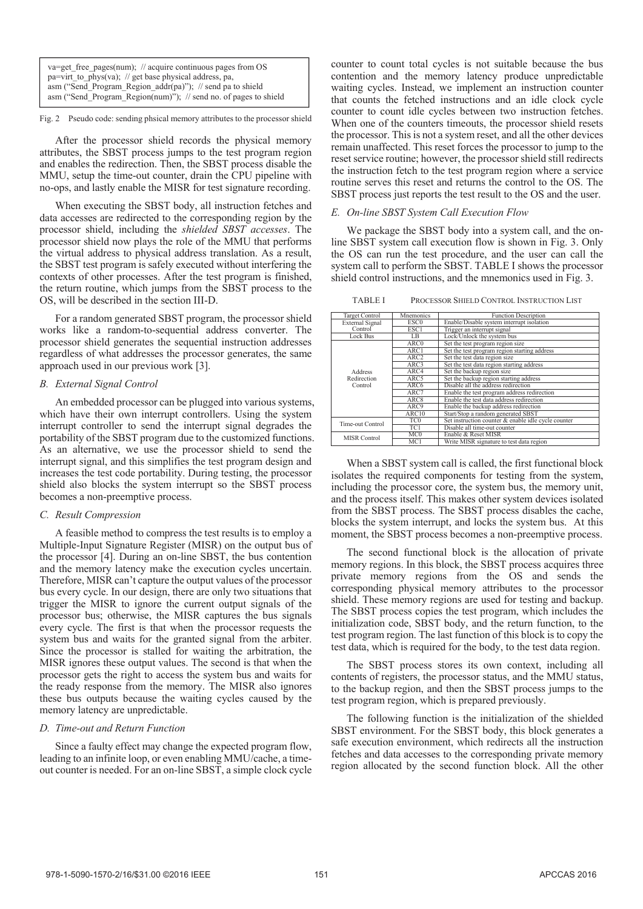```
va=get_free_pages(num);  // acquire continuous pages from OS
pa=virt_to_phys(va);  // get base physical address, pa,
asm ("Send_Program_Region_addr(pa)");  // send pa to shield
asm ("Send_Program_Region(num)");  // send no. of pages to shield
```

Fig. 2 Pseudo code: sending phsical memory attributes to the processor shield

After the processor shield records the physical memory attributes, the SBST process jumps to the test program region and enables the redirection. Then, the SBST process disable the MMU, setup the time-out counter, drain the CPU pipeline with no-ops, and lastly enable the MISR for test signature recording.

When executing the SBST body, all instruction fetches and data accesses are redirected to the corresponding region by the processor shield, including the *shielded SBST accesses*. The processor shield now plays the role of the MMU that performs the virtual address to physical address translation. As a result, the SBST test program is safely executed without interfering the contexts of other processes. After the test program is finished, the return routine, which jumps from the SBST process to the OS, will be described in the section III-D.

For a random generated SBST program, the processor shield works like a random-to-sequential address converter. The processor shield generates the sequential instruction addresses regardless of what addresses the processor generates, the same approach used in our previous work [3].

### *B. External Signal Control*

An embedded processor can be plugged into various systems, which have their own interrupt controllers. Using the system interrupt controller to send the interrupt signal degrades the portability of the SBST program due to the customized functions. As an alternative, we use the processor shield to send the interrupt signal, and this simplifies the test program design and increases the test code portability. During testing, the processor shield also blocks the system interrupt so the SBST process becomes a non-preemptive process.

### *C. Result Compression*

A feasible method to compress the test results is to employ a Multiple-Input Signature Register (MISR) on the output bus of the processor [4]. During an on-line SBST, the bus contention and the memory latency make the execution cycles uncertain. Therefore, MISR can't capture the output values of the processor bus every cycle. In our design, there are only two situations that trigger the MISR to ignore the current output signals of the processor bus; otherwise, the MISR captures the bus signals every cycle. The first is that when the processor requests the system bus and waits for the granted signal from the arbiter. Since the processor is stalled for waiting the arbitration, the MISR ignores these output values. The second is that when the processor gets the right to access the system bus and waits for the ready response from the memory. The MISR also ignores these bus outputs because the waiting cycles caused by the memory latency are unpredictable.

### *D. Time-out and Return Function*

Since a faulty effect may change the expected program flow, leading to an infinite loop, or even enabling MMU/cache, a time-out counter is needed. For an on-line SBST, a simple clock cycle counter to count total cycles is not suitable because the bus contention and the memory latency produce unpredictable waiting cycles. Instead, we implement an instruction counter that counts the fetched instructions and an idle clock cycle counter to count idle cycles between two instruction fetches. When one of the counters timeouts, the processor shield resets the processor. This is not a system reset, and all the other devices remain unaffected. This reset forces the processor to jump to the reset service routine; however, the processor shield still redirects the instruction fetch to the test program region where a service routine serves this reset and returns the control to the OS. The SBST process just reports the test result to the OS and the user.

### *E. On-line SBST System Call Execution Flow*

We package the SBST body into a system call, and the on-line SBST system call execution flow is shown in Fig. 3. Only the OS can run the test procedure, and the user can call the system call to perform the SBST. TABLE I shows the processor shield control instructions, and the mnemonics used in Fig. 3.

TABLE I PROCESSOR SHIELD CONTROL INSTRUCTION LIST

| Target Control | Mnemonics | Function Description |
|---|---|---|
| External Signal Control | ESC0 | Enable/Disable system interrupt isolation |
| | ESC1 | Trigger an interrupt signal |
| Lock Bus | LB | Lock/Unlock the system bus |
| Address Redirection Control | ARC0 | Set the test program region size |
| | ARC1 | Set the test program region starting address |
| | ARC2 | Set the test data region size |
| | ARC3 | Set the test data region starting address |
| | ARC4 | Set the backup region size |
| | ARC5 | Set the backup region starting address |
| | ARC6 | Disable all the address redirection |
| | ARC7 | Enable the test program address redirection |
| | ARC8 | Enable the test data address redirection |
| | ARC9 | Enable the backup address redirection |
| | ARC10 | Start/Stop a random generated SBST |
| Time-out Control | TC0 | Set instruction counter & enable idle cycle counter |
| | TC1 | Disable all time-out counter |
| MISR Control | MC0 | Enable & Reset MISR |
| | MC1 | Write MISR signature to test data region |

When a SBST system call is called, the first functional block isolates the required components for testing from the system, including the processor core, the system bus, the memory unit, and the process itself. This makes other system devices isolated from the SBST process. The SBST process disables the cache, blocks the system interrupt, and locks the system bus. At this moment, the SBST process becomes a non-preemptive process.

The second functional block is the allocation of private memory regions. In this block, the SBST process acquires three private memory regions from the OS and sends the corresponding physical memory attributes to the processor shield. These memory regions are used for testing and backup. The SBST process copies the test program, which includes the initialization code, SBST body, and the return function, to the test program region. The last function of this block is to copy the test data, which is required for the body, to the test data region.

The SBST process stores its own context, including all contents of registers, the processor status, and the MMU status, to the backup region, and then the SBST process jumps to the test program region, which is prepared previously.

The following function is the initialization of the shielded SBST environment. For the SBST body, this block generates a safe execution environment, which redirects all the instruction fetches and data accesses to the corresponding private memory region allocated by the second function block. All the other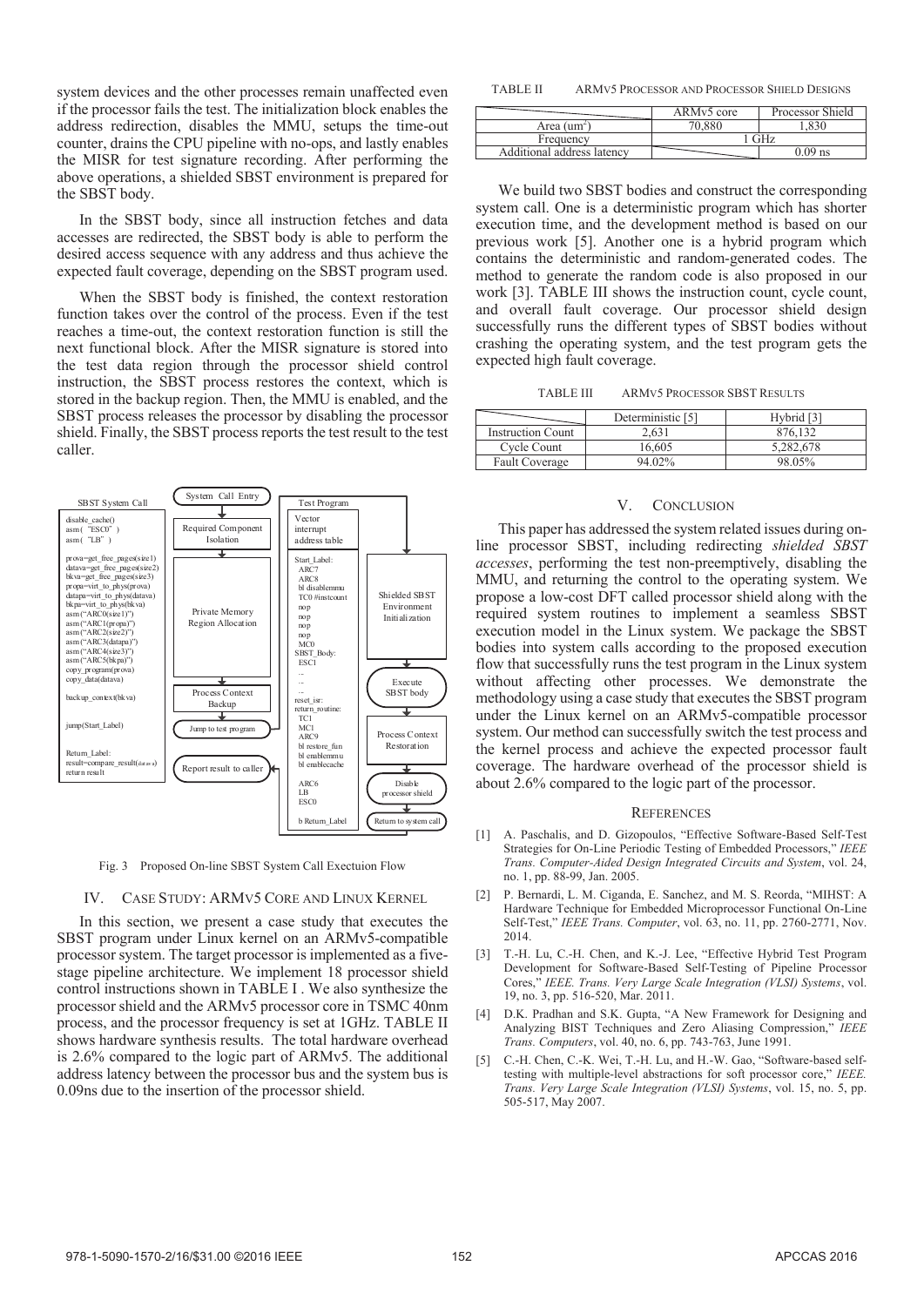system devices and the other processes remain unaffected even if the processor fails the test. The initialization block enables the address redirection, disables the MMU, setups the time-out counter, drains the CPU pipeline with no-ops, and lastly enables the MISR for test signature recording. After performing the above operations, a shielded SBST environment is prepared for the SBST body.

In the SBST body, since all instruction fetches and data accesses are redirected, the SBST body is able to perform the desired access sequence with any address and thus achieve the expected fault coverage, depending on the SBST program used.

When the SBST body is finished, the context restoration function takes over the control of the process. Even if the test reaches a time-out, the context restoration function is still the next functional block. After the MISR signature is stored into the test data region through the processor shield control instruction, the SBST process restores the context, which is stored in the backup region. Then, the MMU is enabled, and the SBST process releases the processor by disabling the processor shield. Finally, the SBST process reports the test result to the test caller.

Fig. 3 Proposed On-line SBST System Call Exectuion Flow

## IV. Case Study: ARMv5 Core and Linux Kernel

In this section, we present a case study that executes the SBST program under Linux kernel on an ARMv5-compatible processor system. The target processor is implemented as a five-stage pipeline architecture. We implement 18 processor shield control instructions shown in TABLE I . We also synthesize the processor shield and the ARMv5 processor core in TSMC 40nm process, and the processor frequency is set at 1GHz. TABLE II shows hardware synthesis results. The total hardware overhead is 2.6% compared to the logic part of ARMv5. The additional address latency between the processor bus and the system bus is 0.09ns due to the insertion of the processor shield.

TABLE II ARMv5 Processor and Processor Shield Designs

| | ARMv5 core | Processor Shield |
|---|---|---|
| Area (um$^2$) | 70,880 | 1,830 |
| Frequency | 1 GHz | |
| Additional address latency | | 0.09 ns |

We build two SBST bodies and construct the corresponding system call. One is a deterministic program which has shorter execution time, and the development method is based on our previous work [5]. Another one is a hybrid program which contains the deterministic and random-generated codes. The method to generate the random code is also proposed in our work [3]. TABLE III shows the instruction count, cycle count, and overall fault coverage. Our processor shield design successfully runs the different types of SBST bodies without crashing the operating system, and the test program gets the expected high fault coverage.

TABLE III ARMv5 Processor SBST Results

| | Deterministic [5] | Hybrid [3] |
|---|---|---|
| Instruction Count | 2,631 | 876,132 |
| Cycle Count | 16,605 | 5,282,678 |
| Fault Coverage | 94.02% | 98.05% |

## V. Conclusion

This paper has addressed the system related issues during on-line processor SBST, including redirecting *shielded SBST accesses*, performing the test non-preemptively, disabling the MMU, and returning the control to the operating system. We propose a low-cost DFT called processor shield along with the required system routines to implement a seamless SBST execution model in the Linux system. We package the SBST bodies into system calls according to the proposed execution flow that successfully runs the test program in the Linux system without affecting other processes. We demonstrate the methodology using a case study that executes the SBST program under the Linux kernel on an ARMv5-compatible processor system. Our method can successfully switch the test process and the kernel process and achieve the expected processor fault coverage. The hardware overhead of the processor shield is about 2.6% compared to the logic part of the processor.

## References

[1] A. Paschalis, and D. Gizopoulos, "Effective Software-Based Self-Test Strategies for On-Line Periodic Testing of Embedded Processors," *IEEE Trans. Computer-Aided Design Integrated Circuits and System*, vol. 24, no. 1, pp. 88-99, Jan. 2005.

[2] P. Bernardi, L. M. Ciganda, E. Sanchez, and M. S. Reorda, "MIHST: A Hardware Technique for Embedded Microprocessor Functional On-Line Self-Test," *IEEE Trans. Computer*, vol. 63, no. 11, pp. 2760-2771, Nov. 2014.

[3] T.-H. Lu, C.-H. Chen, and K.-J. Lee, "Effective Hybrid Test Program Development for Software-Based Self-Testing of Pipeline Processor Cores," *IEEE. Trans. Very Large Scale Integration (VLSI) Systems*, vol. 19, no. 3, pp. 516-520, Mar. 2011.

[4] D.K. Pradhan and S.K. Gupta, "A New Framework for Designing and Analyzing BIST Techniques and Zero Aliasing Compression," *IEEE Trans. Computers*, vol. 40, no. 6, pp. 743-763, June 1991.

[5] C.-H. Chen, C.-K. Wei, T.-H. Lu, and H.-W. Gao, "Software-based self-testing with multiple-level abstractions for soft processor core," *IEEE. Trans. Very Large Scale Integration (VLSI) Systems*, vol. 15, no. 5, pp. 505-517, May 2007.